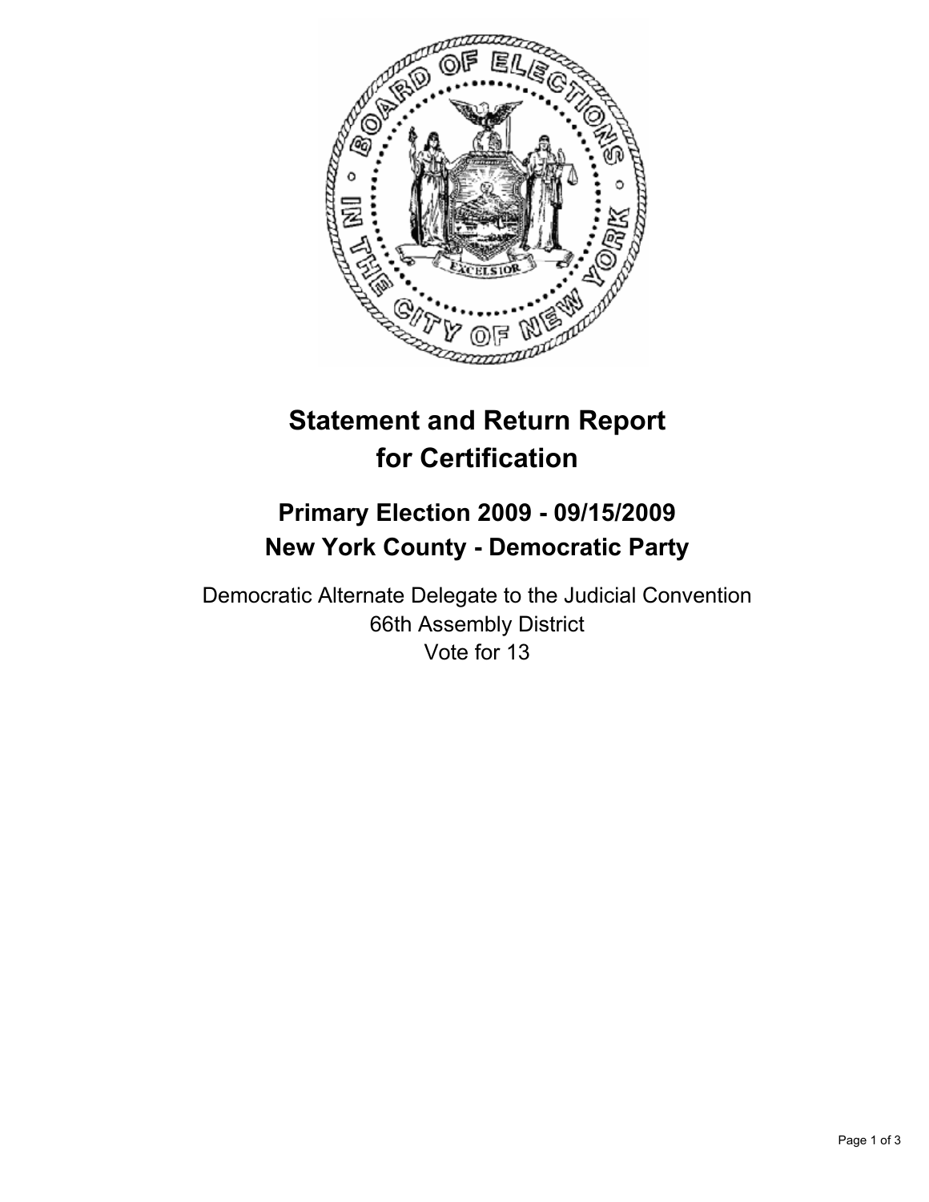# Statement and Return Report for Certification

## Primary Election 2009 - 09/15/2009
## New York County - Democratic Party

Democratic Alternate Delegate to the Judicial Convention
66th Assembly District
Vote for 13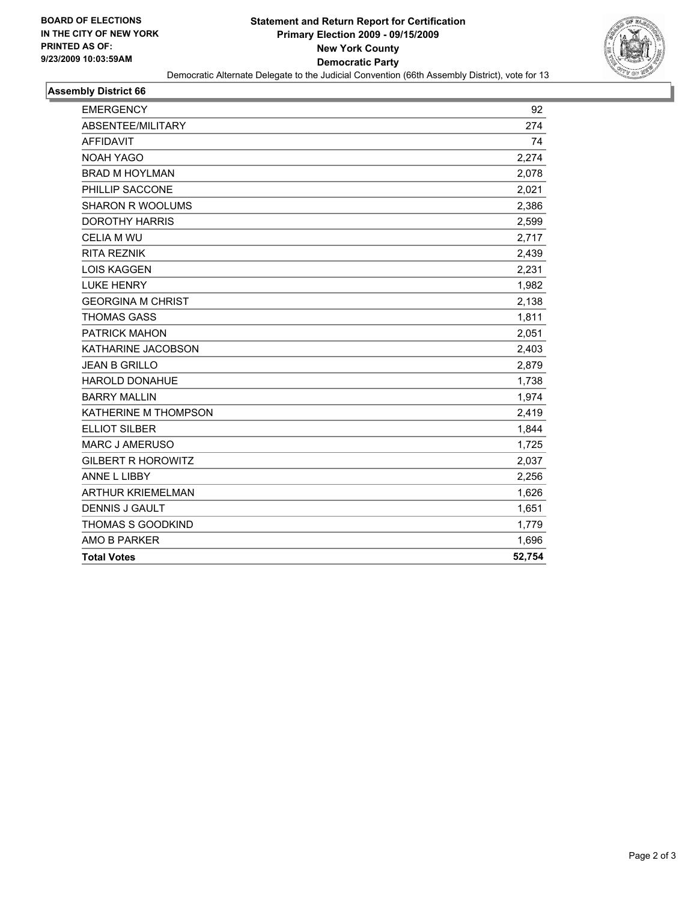BOARD OF ELECTIONS
IN THE CITY OF NEW YORK
PRINTED AS OF:
9/23/2009 10:03:59AM

**Statement and Return Report for Certification**
**Primary Election 2009 - 09/15/2009**
**New York County**
**Democratic Party**
Democratic Alternate Delegate to the Judicial Convention (66th Assembly District), vote for 13

## Assembly District 66

| | |
|---|---|
| EMERGENCY | 92 |
| ABSENTEE/MILITARY | 274 |
| AFFIDAVIT | 74 |
| NOAH YAGO | 2,274 |
| BRAD M HOYLMAN | 2,078 |
| PHILLIP SACCONE | 2,021 |
| SHARON R WOOLUMS | 2,386 |
| DOROTHY HARRIS | 2,599 |
| CELIA M WU | 2,717 |
| RITA REZNIK | 2,439 |
| LOIS KAGGEN | 2,231 |
| LUKE HENRY | 1,982 |
| GEORGINA M CHRIST | 2,138 |
| THOMAS GASS | 1,811 |
| PATRICK MAHON | 2,051 |
| KATHARINE JACOBSON | 2,403 |
| JEAN B GRILLO | 2,879 |
| HAROLD DONAHUE | 1,738 |
| BARRY MALLIN | 1,974 |
| KATHERINE M THOMPSON | 2,419 |
| ELLIOT SILBER | 1,844 |
| MARC J AMERUSO | 1,725 |
| GILBERT R HOROWITZ | 2,037 |
| ANNE L LIBBY | 2,256 |
| ARTHUR KRIEMELMAN | 1,626 |
| DENNIS J GAULT | 1,651 |
| THOMAS S GOODKIND | 1,779 |
| AMO B PARKER | 1,696 |
| **Total Votes** | **52,754** |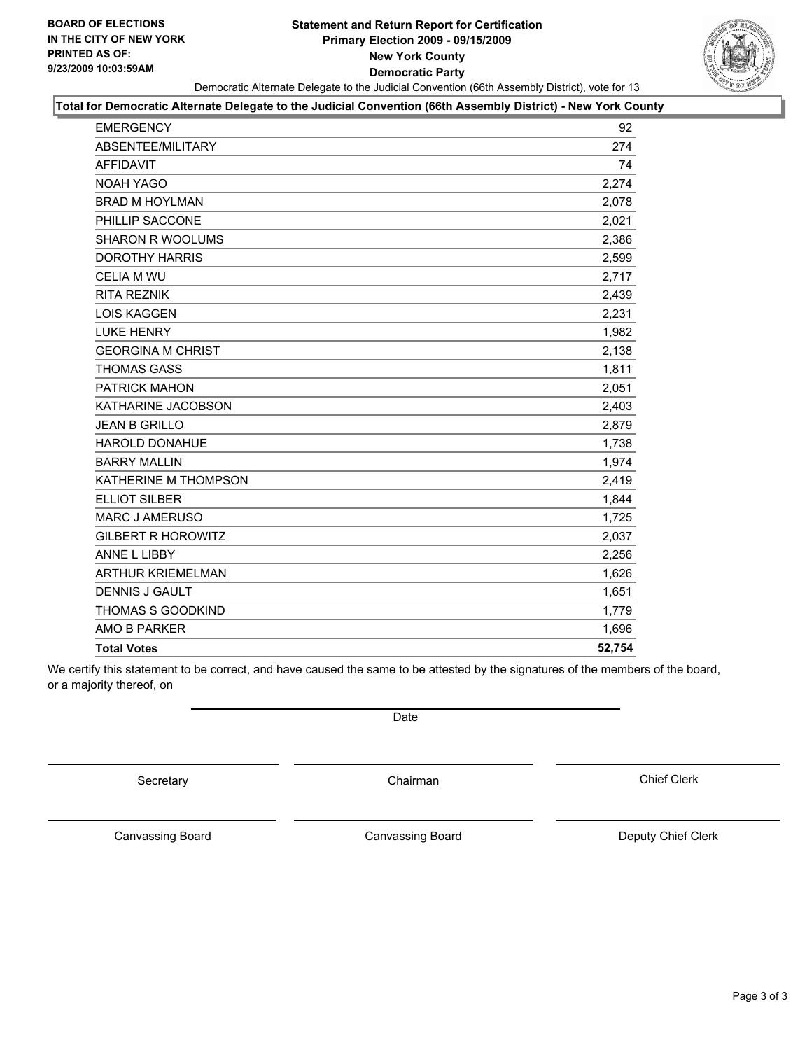**BOARD OF ELECTIONS IN THE CITY OF NEW YORK**
**PRINTED AS OF: 9/23/2009 10:03:59AM**

# Statement and Return Report for Certification
## Primary Election 2009 - 09/15/2009
## New York County
## Democratic Party

Democratic Alternate Delegate to the Judicial Convention (66th Assembly District), vote for 13

**Total for Democratic Alternate Delegate to the Judicial Convention (66th Assembly District) - New York County**

| | |
|---|---|
| EMERGENCY | 92 |
| ABSENTEE/MILITARY | 274 |
| AFFIDAVIT | 74 |
| NOAH YAGO | 2,274 |
| BRAD M HOYLMAN | 2,078 |
| PHILLIP SACCONE | 2,021 |
| SHARON R WOOLUMS | 2,386 |
| DOROTHY HARRIS | 2,599 |
| CELIA M WU | 2,717 |
| RITA REZNIK | 2,439 |
| LOIS KAGGEN | 2,231 |
| LUKE HENRY | 1,982 |
| GEORGINA M CHRIST | 2,138 |
| THOMAS GASS | 1,811 |
| PATRICK MAHON | 2,051 |
| KATHARINE JACOBSON | 2,403 |
| JEAN B GRILLO | 2,879 |
| HAROLD DONAHUE | 1,738 |
| BARRY MALLIN | 1,974 |
| KATHERINE M THOMPSON | 2,419 |
| ELLIOT SILBER | 1,844 |
| MARC J AMERUSO | 1,725 |
| GILBERT R HOROWITZ | 2,037 |
| ANNE L LIBBY | 2,256 |
| ARTHUR KRIEMELMAN | 1,626 |
| DENNIS J GAULT | 1,651 |
| THOMAS S GOODKIND | 1,779 |
| AMO B PARKER | 1,696 |
| **Total Votes** | **52,754** |

We certify this statement to be correct, and have caused the same to be attested by the signatures of the members of the board, or a majority thereof, on

Date

Secretary

Chairman

Chief Clerk

Canvassing Board

Canvassing Board

Deputy Chief Clerk